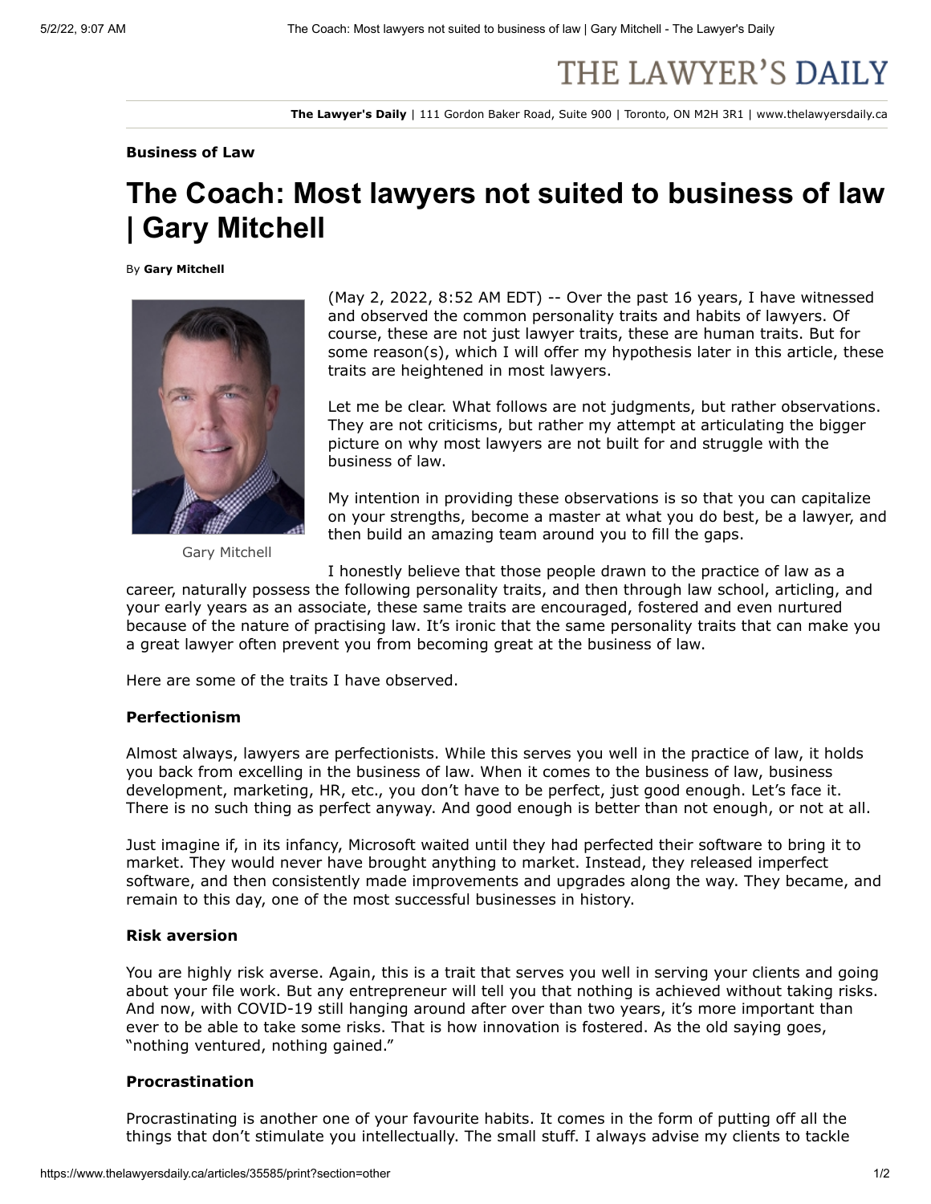Business of Law

# The Coach: Most lawyers not suited to business of law | Gary Mitchell

By **Gary Mitchell**

Gary Mitchell

(May 2, 2022, 8:52 AM EDT) -- Over the past 16 years, I have witnessed and observed the common personality traits and habits of lawyers. Of course, these are not just lawyer traits, these are human traits. But for some reason(s), which I will offer my hypothesis later in this article, these traits are heightened in most lawyers.

Let me be clear. What follows are not judgments, but rather observations. They are not criticisms, but rather my attempt at articulating the bigger picture on why most lawyers are not built for and struggle with the business of law.

My intention in providing these observations is so that you can capitalize on your strengths, become a master at what you do best, be a lawyer, and then build an amazing team around you to fill the gaps.

I honestly believe that those people drawn to the practice of law as a career, naturally possess the following personality traits, and then through law school, articling, and your early years as an associate, these same traits are encouraged, fostered and even nurtured because of the nature of practising law. It's ironic that the same personality traits that can make you a great lawyer often prevent you from becoming great at the business of law.

Here are some of the traits I have observed.

### Perfectionism

Almost always, lawyers are perfectionists. While this serves you well in the practice of law, it holds you back from excelling in the business of law. When it comes to the business of law, business development, marketing, HR, etc., you don't have to be perfect, just good enough. Let's face it. There is no such thing as perfect anyway. And good enough is better than not enough, or not at all.

Just imagine if, in its infancy, Microsoft waited until they had perfected their software to bring it to market. They would never have brought anything to market. Instead, they released imperfect software, and then consistently made improvements and upgrades along the way. They became, and remain to this day, one of the most successful businesses in history.

### Risk aversion

You are highly risk averse. Again, this is a trait that serves you well in serving your clients and going about your file work. But any entrepreneur will tell you that nothing is achieved without taking risks. And now, with COVID-19 still hanging around after over than two years, it's more important than ever to be able to take some risks. That is how innovation is fostered. As the old saying goes, "nothing ventured, nothing gained."

### Procrastination

Procrastinating is another one of your favourite habits. It comes in the form of putting off all the things that don't stimulate you intellectually. The small stuff. I always advise my clients to tackle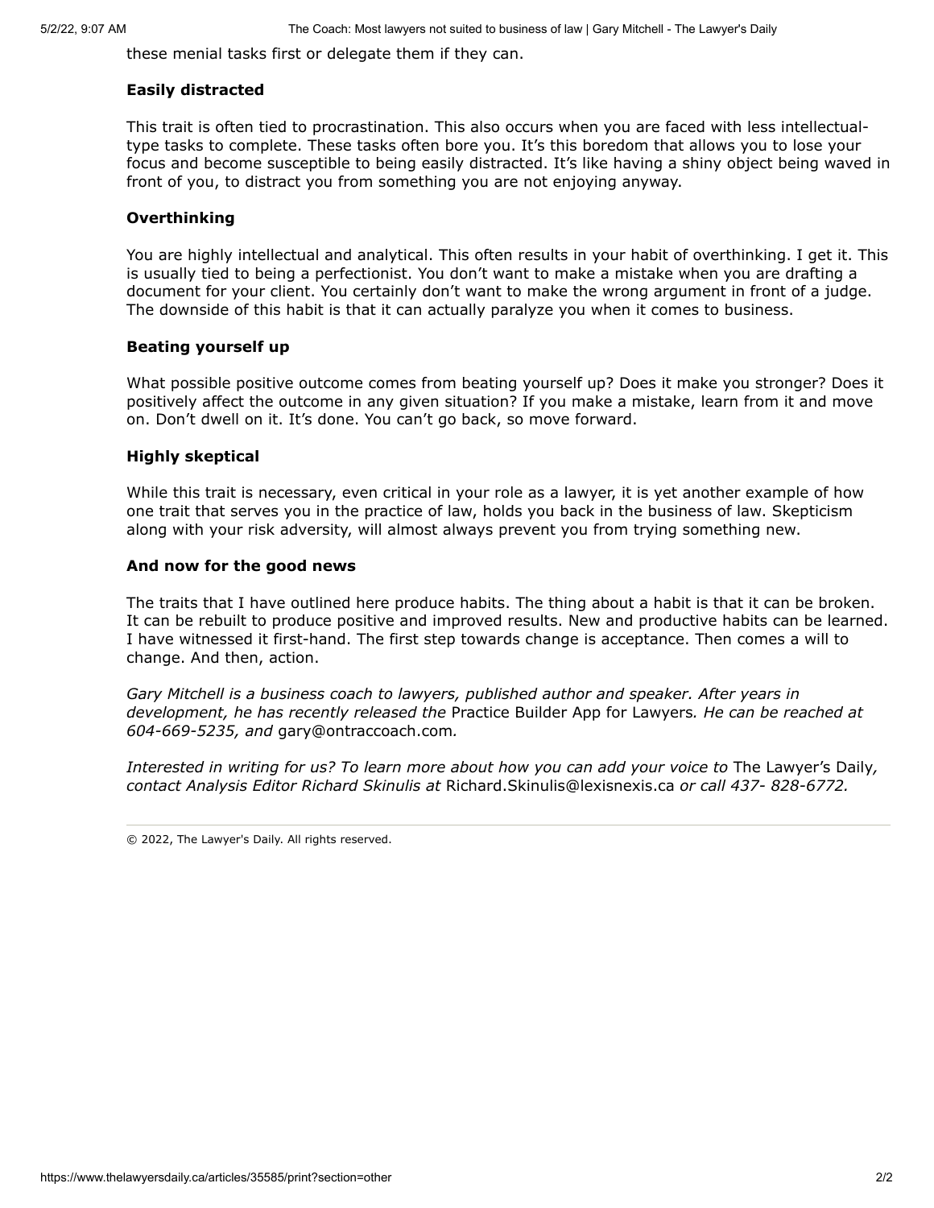these menial tasks first or delegate them if they can.

**Easily distracted**

This trait is often tied to procrastination. This also occurs when you are faced with less intellectual-type tasks to complete. These tasks often bore you. It's this boredom that allows you to lose your focus and become susceptible to being easily distracted. It's like having a shiny object being waved in front of you, to distract you from something you are not enjoying anyway.

**Overthinking**

You are highly intellectual and analytical. This often results in your habit of overthinking. I get it. This is usually tied to being a perfectionist. You don't want to make a mistake when you are drafting a document for your client. You certainly don't want to make the wrong argument in front of a judge. The downside of this habit is that it can actually paralyze you when it comes to business.

**Beating yourself up**

What possible positive outcome comes from beating yourself up? Does it make you stronger? Does it positively affect the outcome in any given situation? If you make a mistake, learn from it and move on. Don't dwell on it. It's done. You can't go back, so move forward.

**Highly skeptical**

While this trait is necessary, even critical in your role as a lawyer, it is yet another example of how one trait that serves you in the practice of law, holds you back in the business of law. Skepticism along with your risk adversity, will almost always prevent you from trying something new.

**And now for the good news**

The traits that I have outlined here produce habits. The thing about a habit is that it can be broken. It can be rebuilt to produce positive and improved results. New and productive habits can be learned. I have witnessed it first-hand. The first step towards change is acceptance. Then comes a will to change. And then, action.

*Gary Mitchell is a business coach to lawyers, published author and speaker. After years in development, he has recently released the* Practice Builder App for Lawyers*. He can be reached at 604-669-5235, and* gary@ontraccoach.com*.*

*Interested in writing for us? To learn more about how you can add your voice to* The Lawyer's Daily*, contact Analysis Editor Richard Skinulis at* Richard.Skinulis@lexisnexis.ca *or call 437- 828-6772.*

---

© 2022, The Lawyer's Daily. All rights reserved.